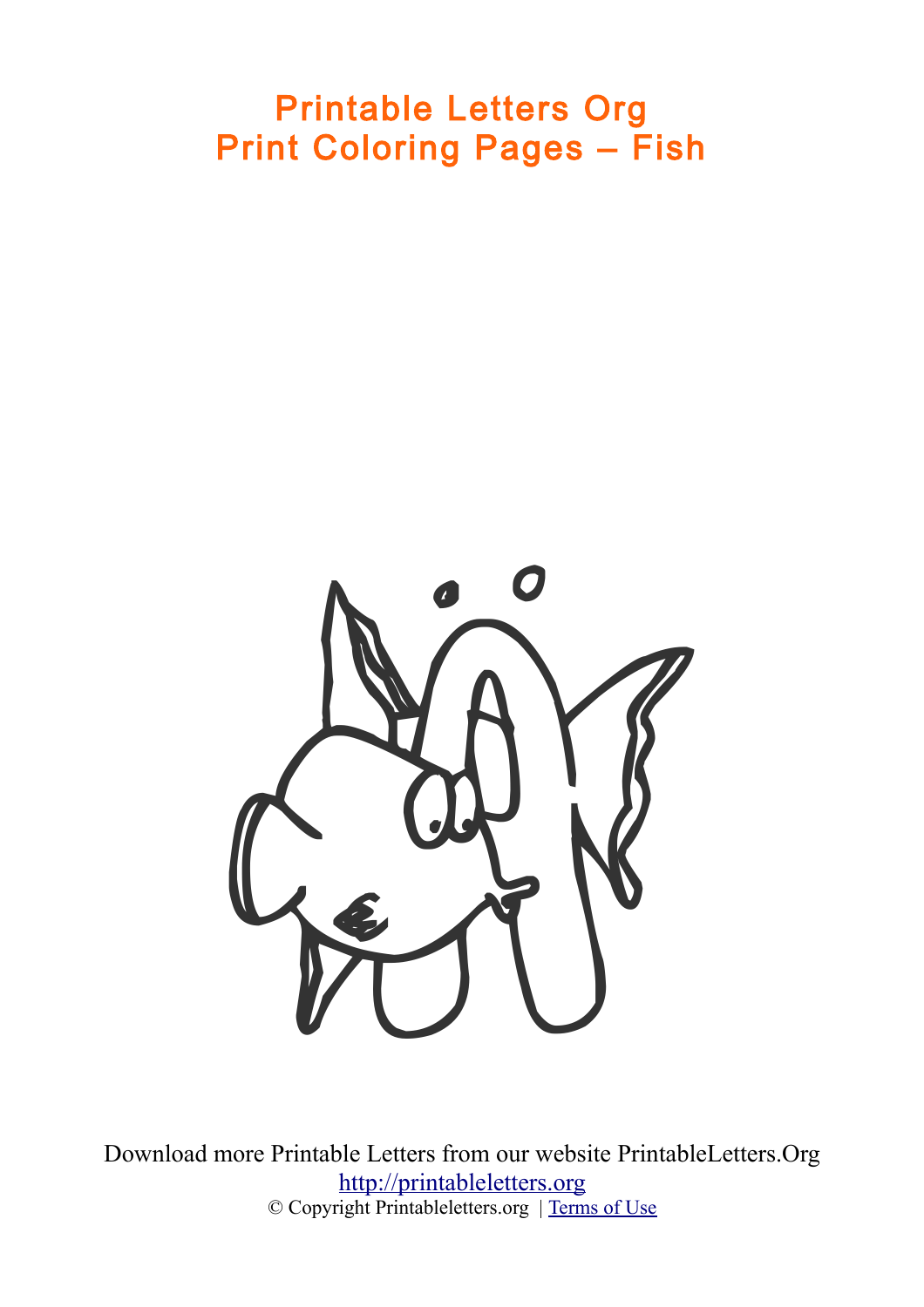# Printable Letters Org
# Print Coloring Pages – Fish

Download more Printable Letters from our website PrintableLetters.Org

http://printableletters.org

© Copyright Printableletters.org | Terms of Use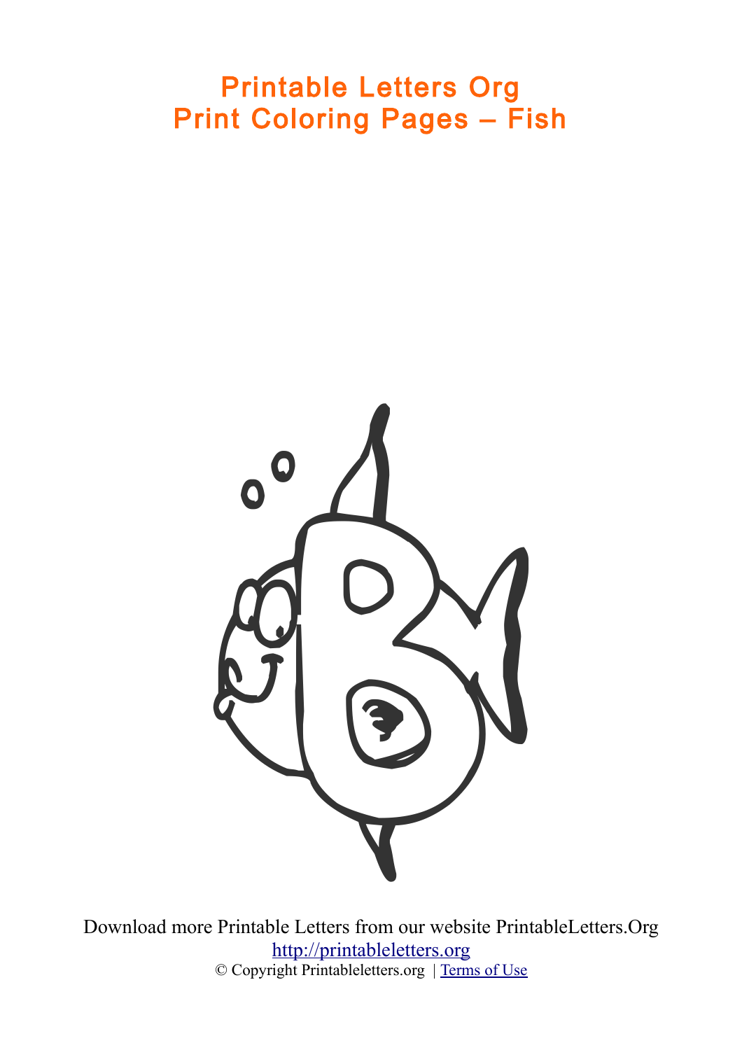# Printable Letters Org
# Print Coloring Pages – Fish

Download more Printable Letters from our website PrintableLetters.Org

[http://printableletters.org](http://printableletters.org)

© Copyright Printableletters.org | [Terms of Use]()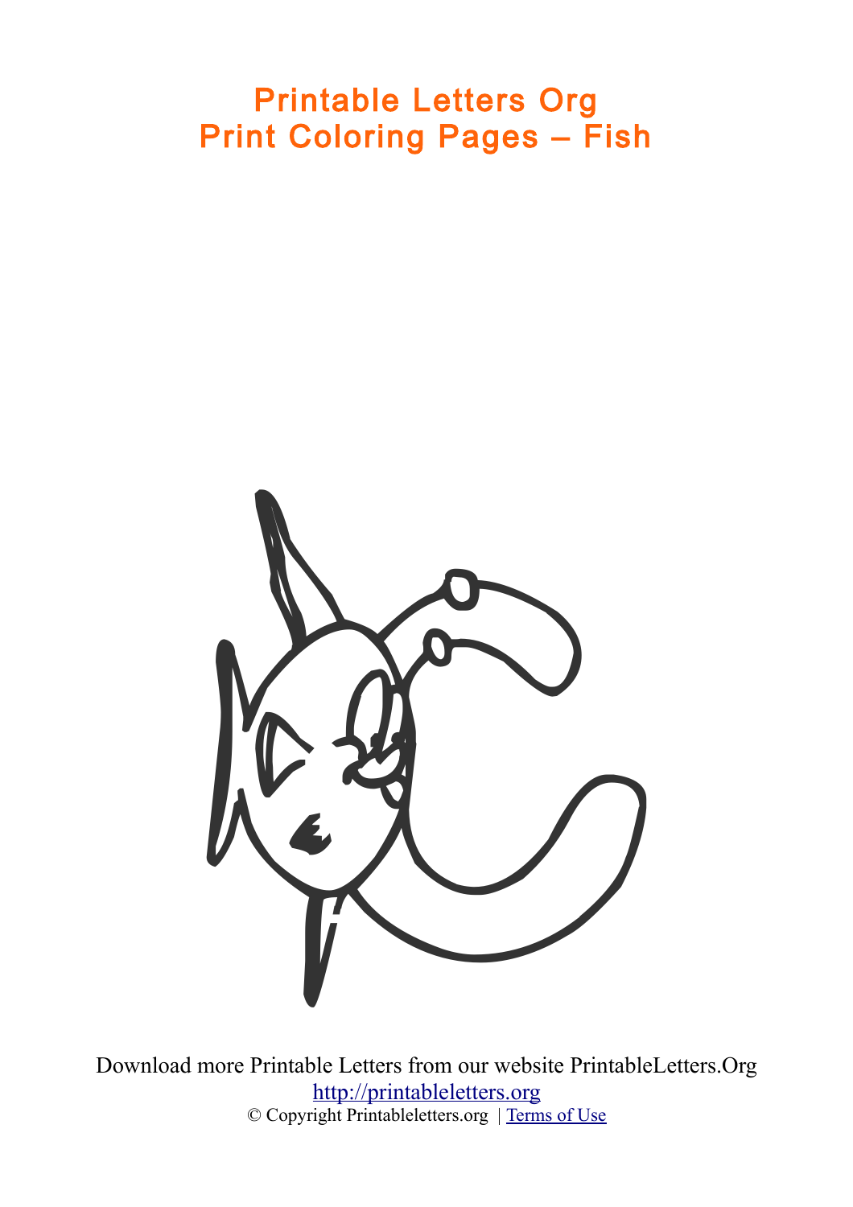# Printable Letters Org
# Print Coloring Pages – Fish

Download more Printable Letters from our website PrintableLetters.Org
[http://printableletters.org](http://printableletters.org)
© Copyright Printableletters.org | [Terms of Use](#)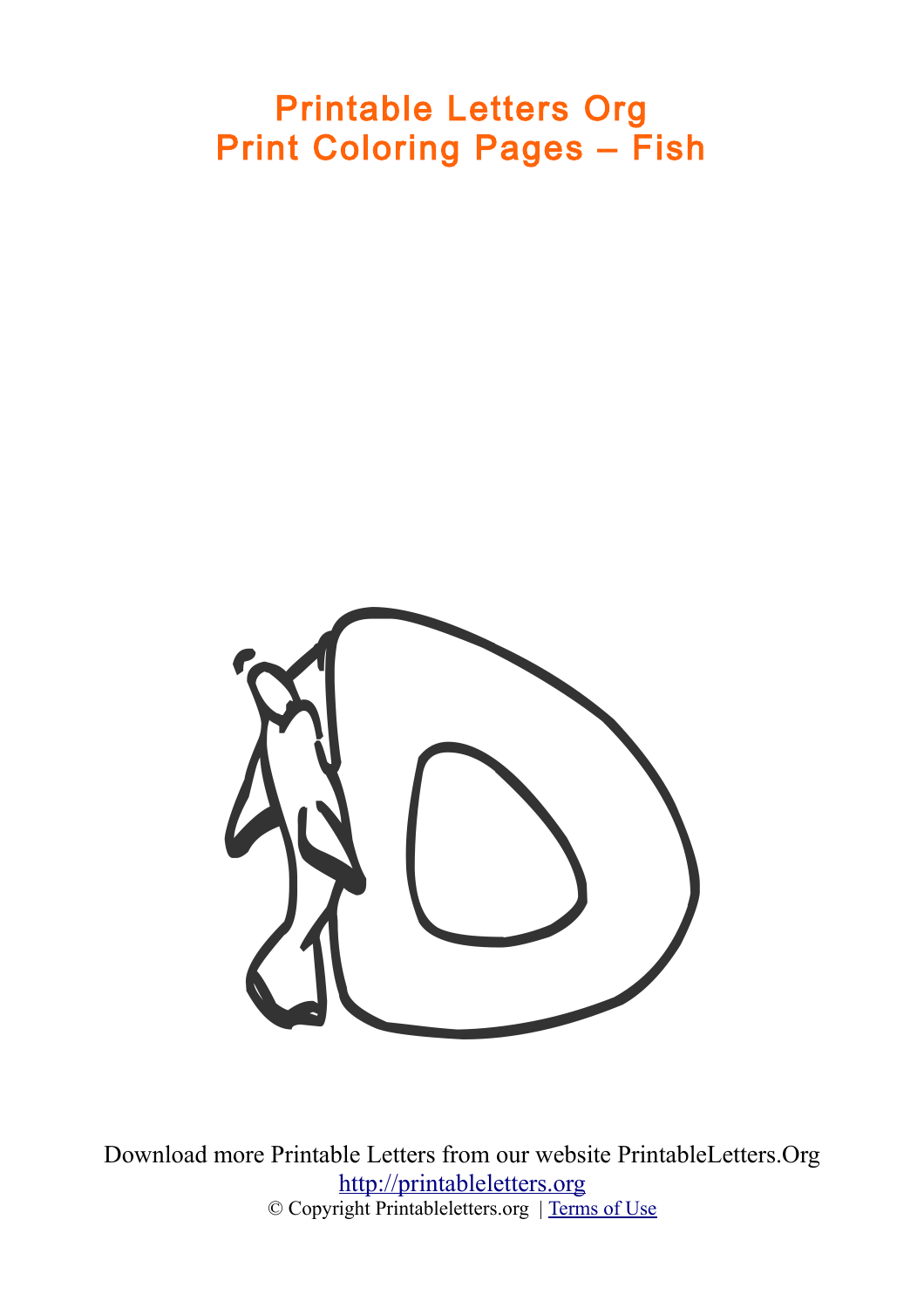# Printable Letters Org
# Print Coloring Pages – Fish

Download more Printable Letters from our website PrintableLetters.Org

http://printableletters.org

© Copyright Printableletters.org | Terms of Use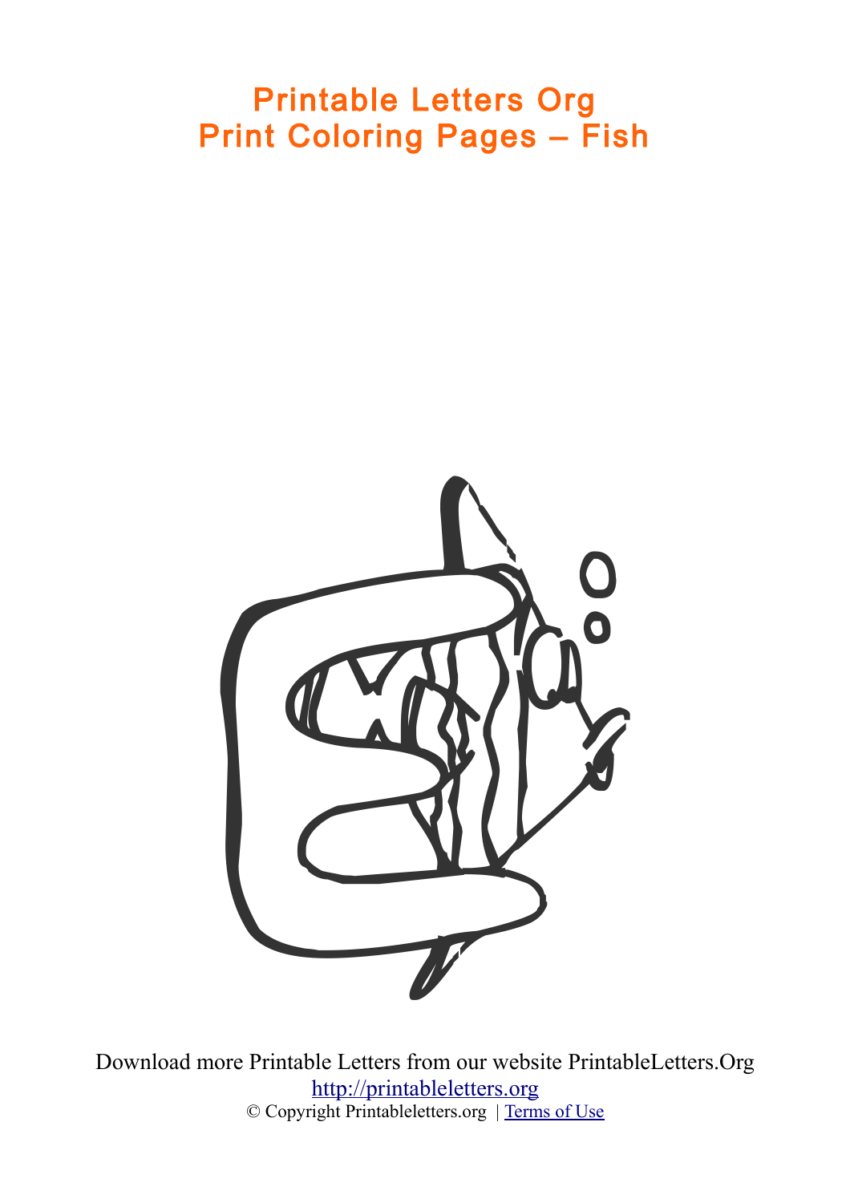# Printable Letters Org
# Print Coloring Pages – Fish

Download more Printable Letters from our website PrintableLetters.Org
[http://printableletters.org](http://printableletters.org)
© Copyright Printableletters.org | [Terms of Use]()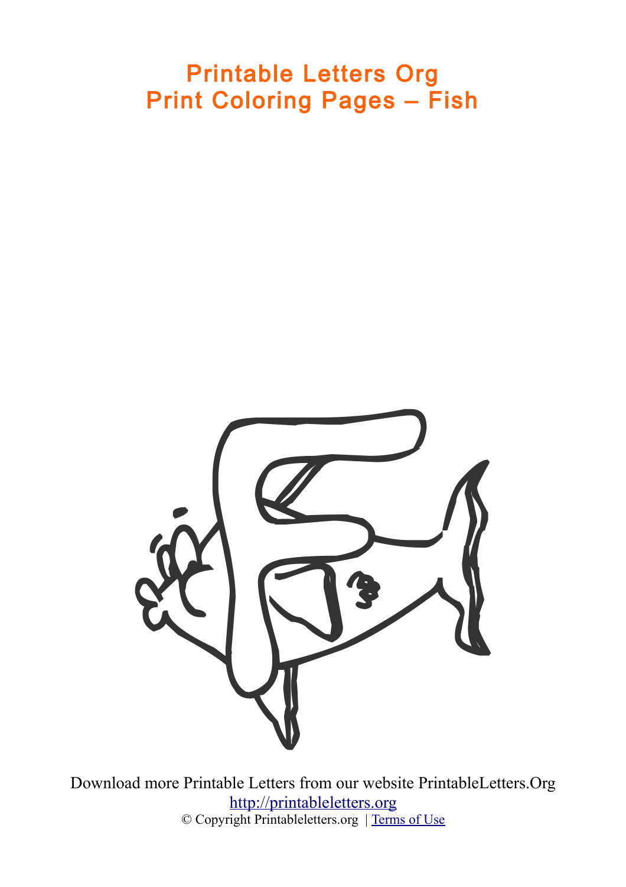# Printable Letters Org
# Print Coloring Pages – Fish

Download more Printable Letters from our website PrintableLetters.Org
http://printableletters.org
© Copyright Printableletters.org | Terms of Use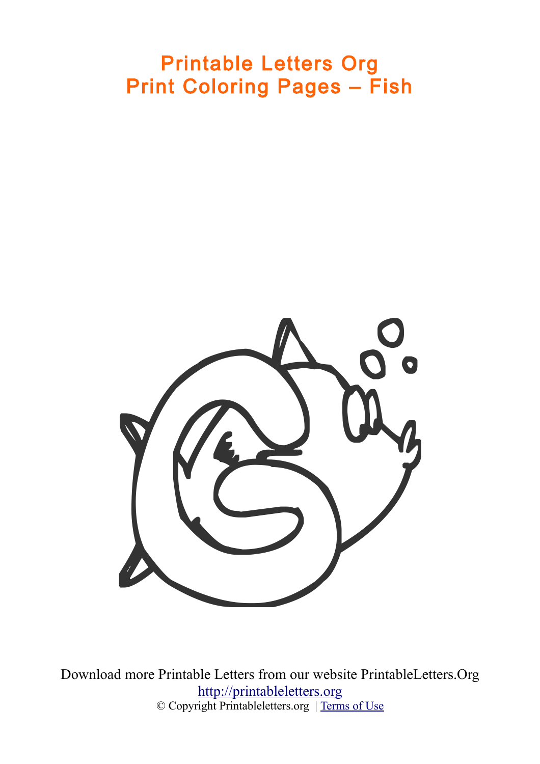# Printable Letters Org
# Print Coloring Pages – Fish

Download more Printable Letters from our website PrintableLetters.Org

http://printableletters.org

© Copyright Printableletters.org | Terms of Use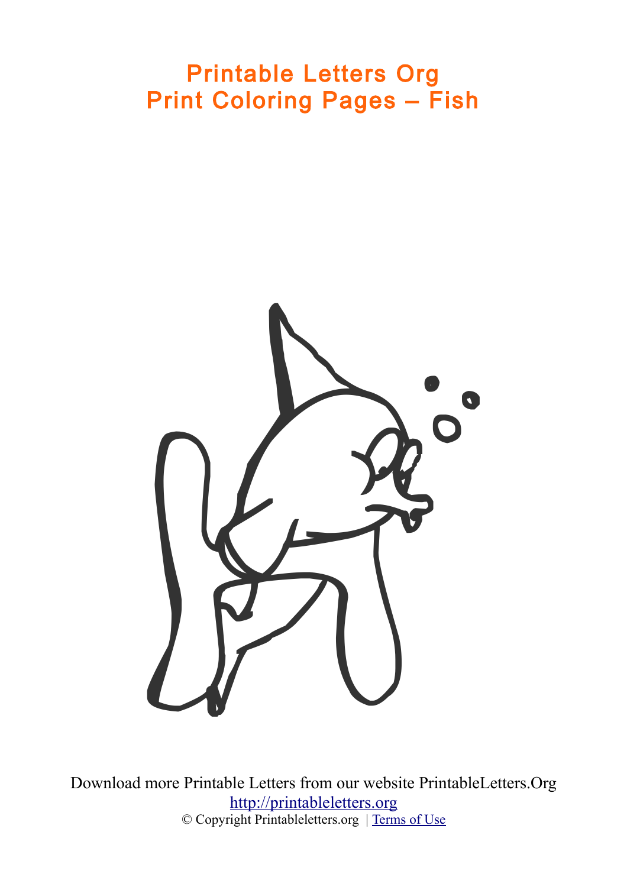# Printable Letters Org
# Print Coloring Pages – Fish

Download more Printable Letters from our website PrintableLetters.Org

http://printableletters.org

© Copyright Printableletters.org | Terms of Use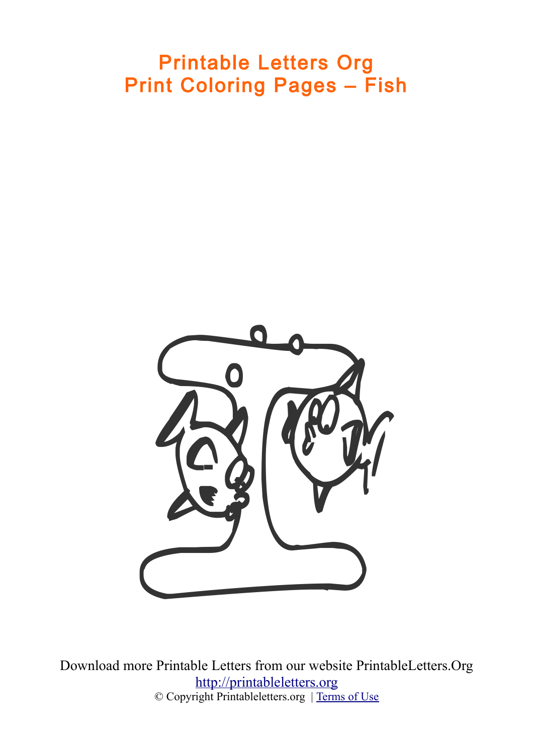# Printable Letters Org
# Print Coloring Pages – Fish

Download more Printable Letters from our website PrintableLetters.Org
http://printableletters.org
© Copyright Printableletters.org | Terms of Use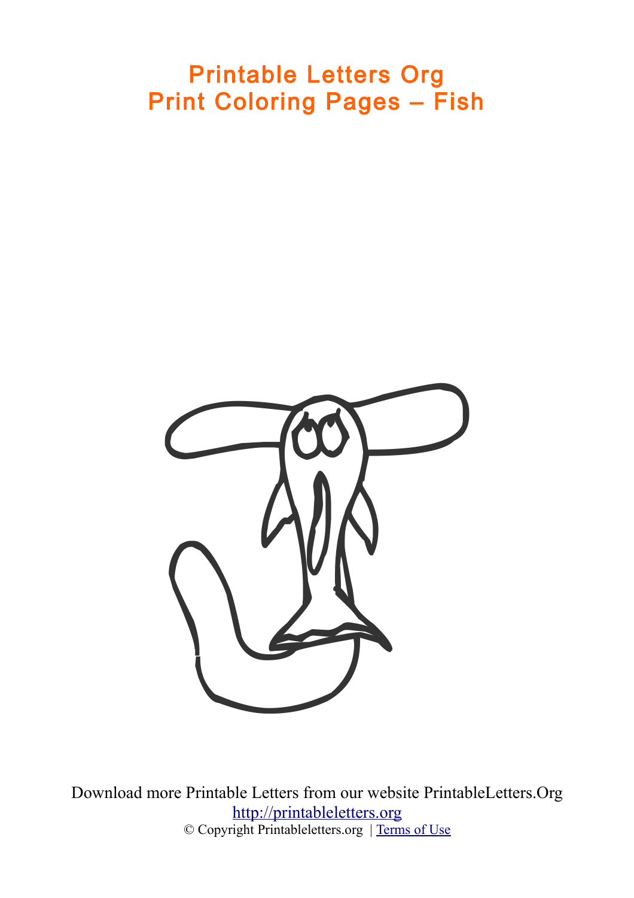# Printable Letters Org
# Print Coloring Pages – Fish

Download more Printable Letters from our website PrintableLetters.Org

[http://printableletters.org](http://printableletters.org)

© Copyright Printableletters.org | [Terms of Use]()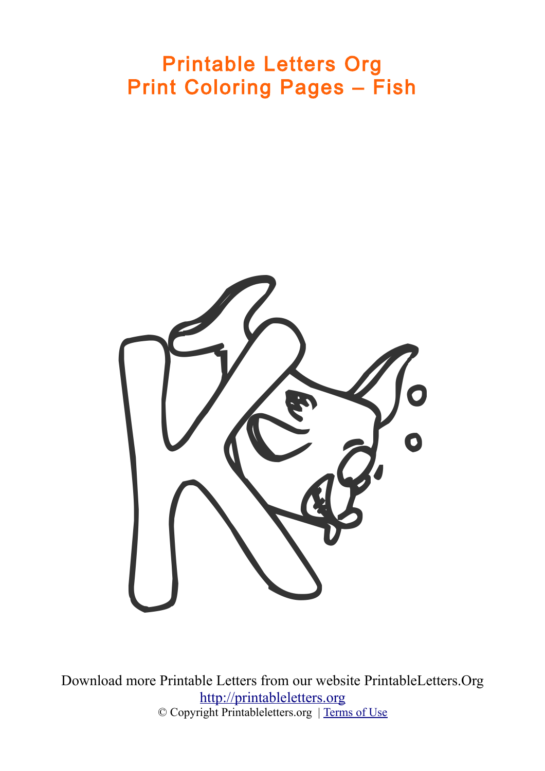# Printable Letters Org
## Print Coloring Pages – Fish

Download more Printable Letters from our website PrintableLetters.Org
[http://printableletters.org](http://printableletters.org)
© Copyright Printableletters.org | [Terms of Use]()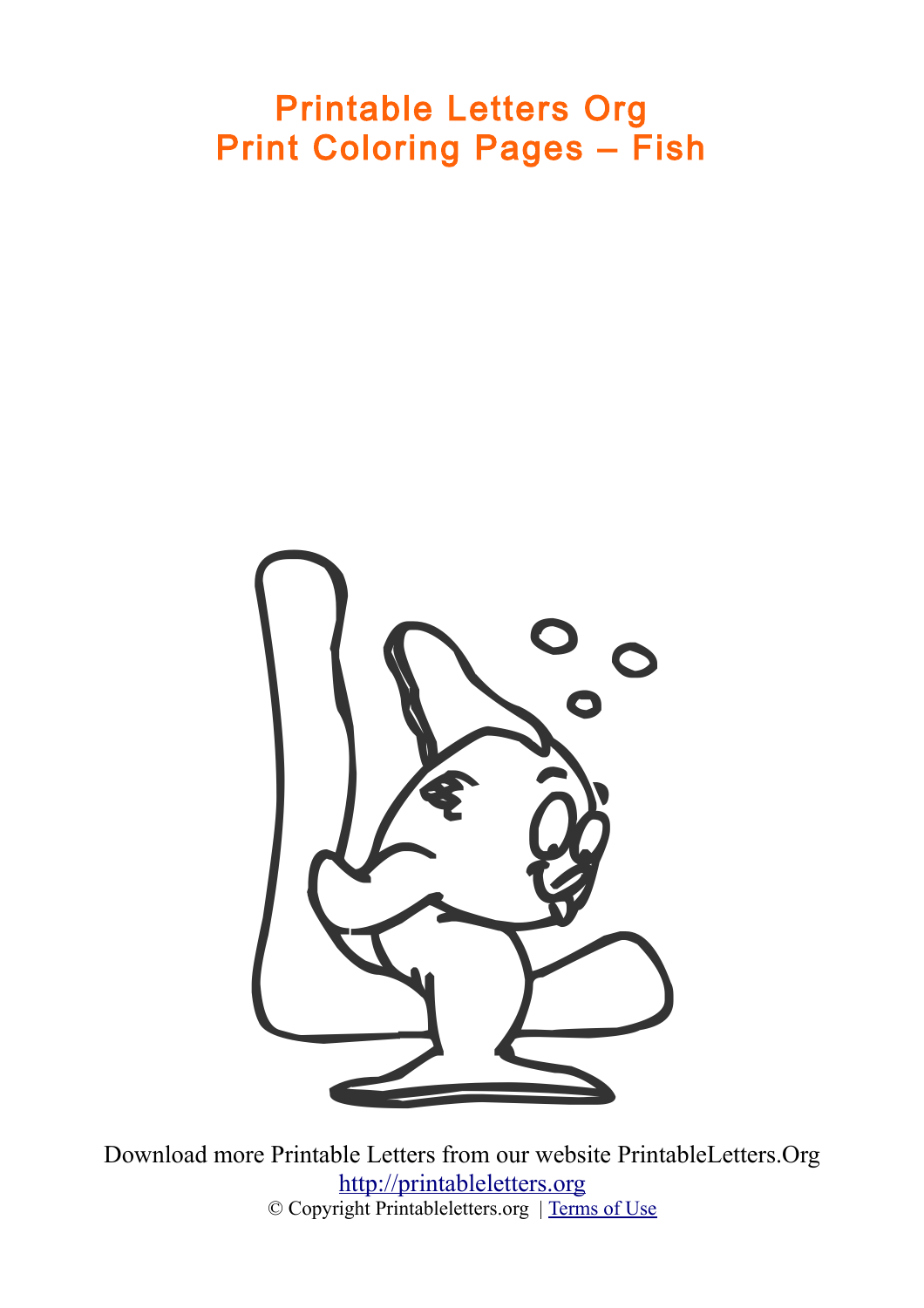# Printable Letters Org
# Print Coloring Pages – Fish

Download more Printable Letters from our website PrintableLetters.Org

http://printableletters.org

© Copyright Printableletters.org | Terms of Use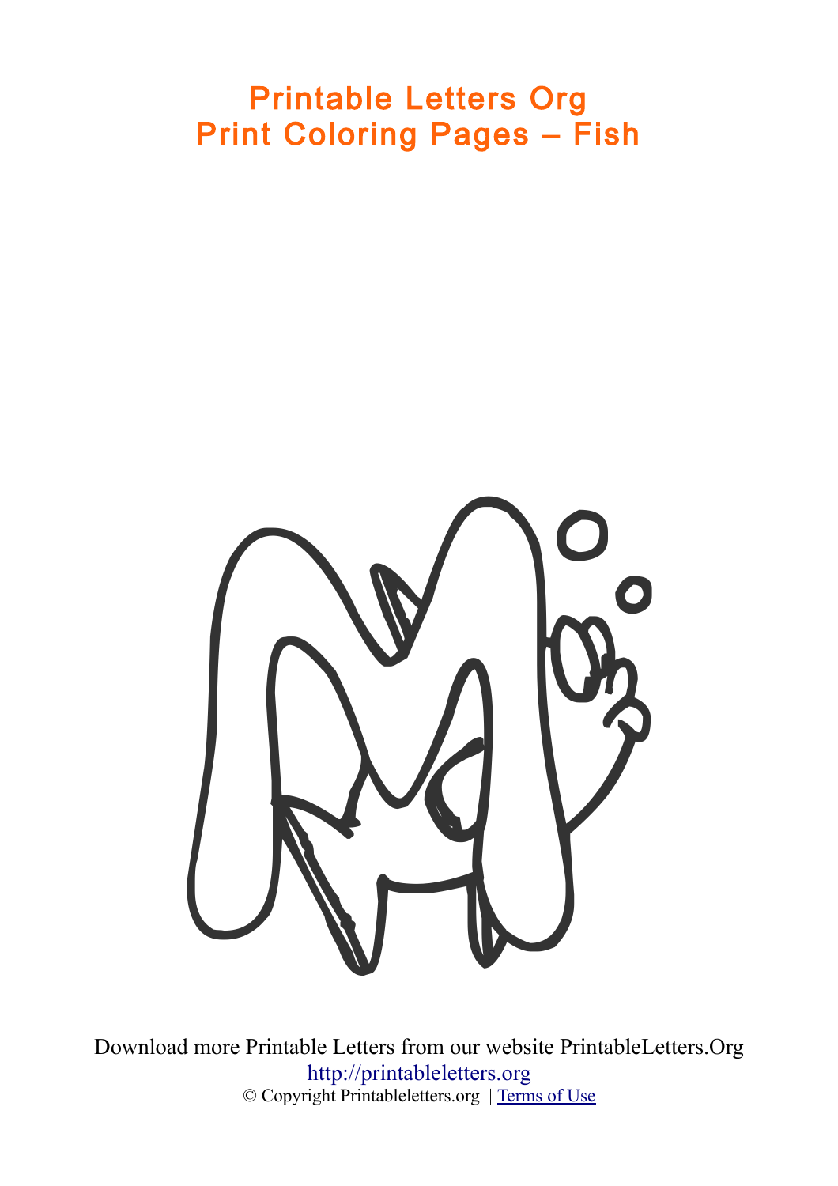# Printable Letters Org
# Print Coloring Pages – Fish

Download more Printable Letters from our website PrintableLetters.Org
http://printableletters.org
© Copyright Printableletters.org | Terms of Use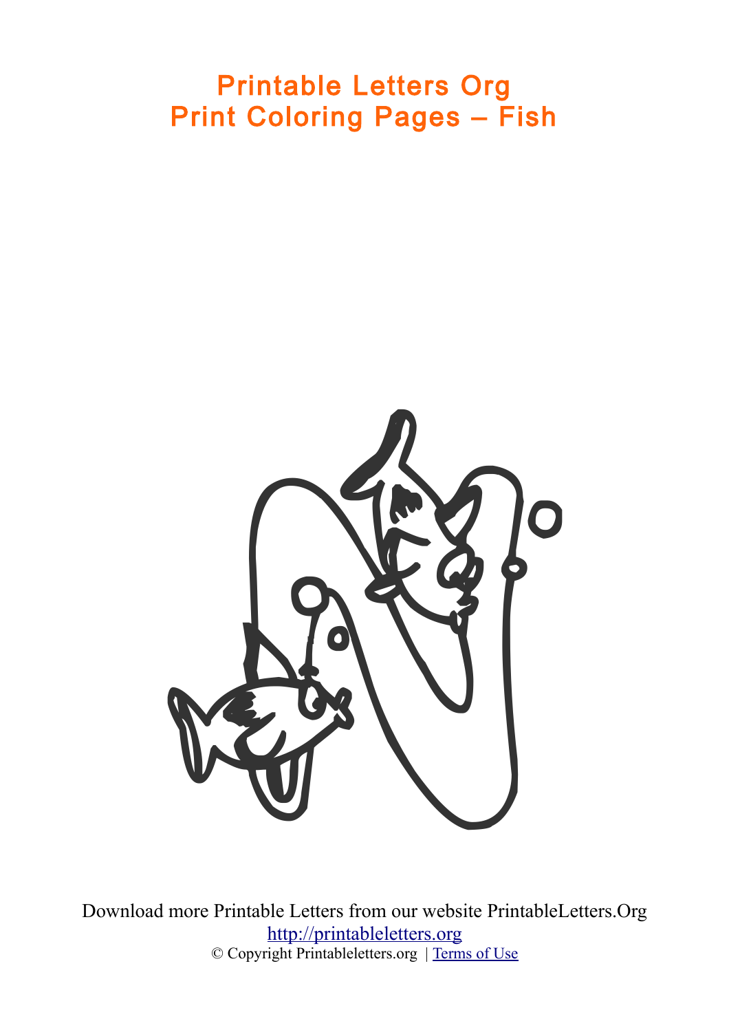# Printable Letters Org
# Print Coloring Pages – Fish

Download more Printable Letters from our website PrintableLetters.Org
http://printableletters.org
© Copyright Printableletters.org | Terms of Use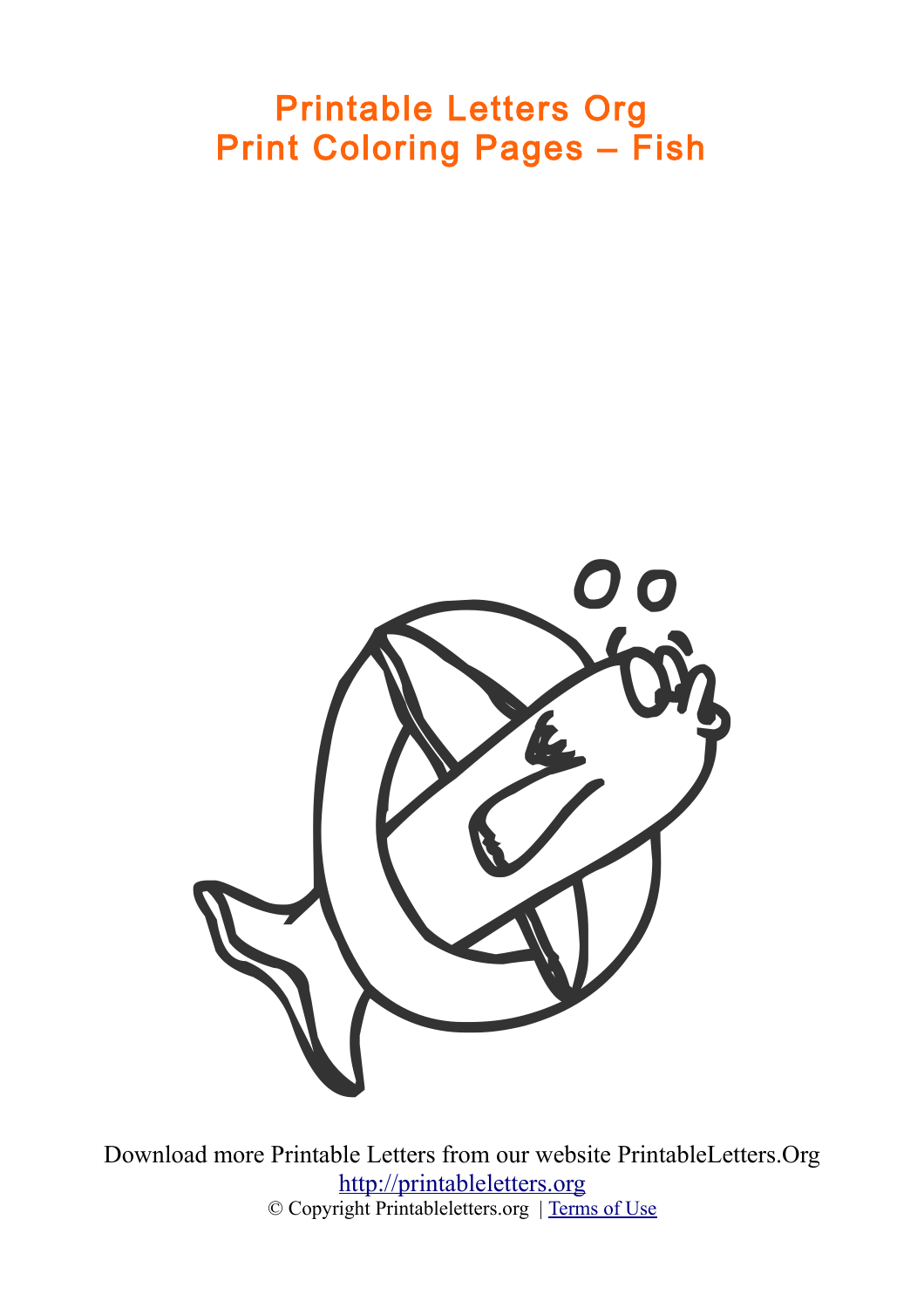# Printable Letters Org
# Print Coloring Pages – Fish

Download more Printable Letters from our website PrintableLetters.Org
http://printableletters.org
© Copyright Printableletters.org | Terms of Use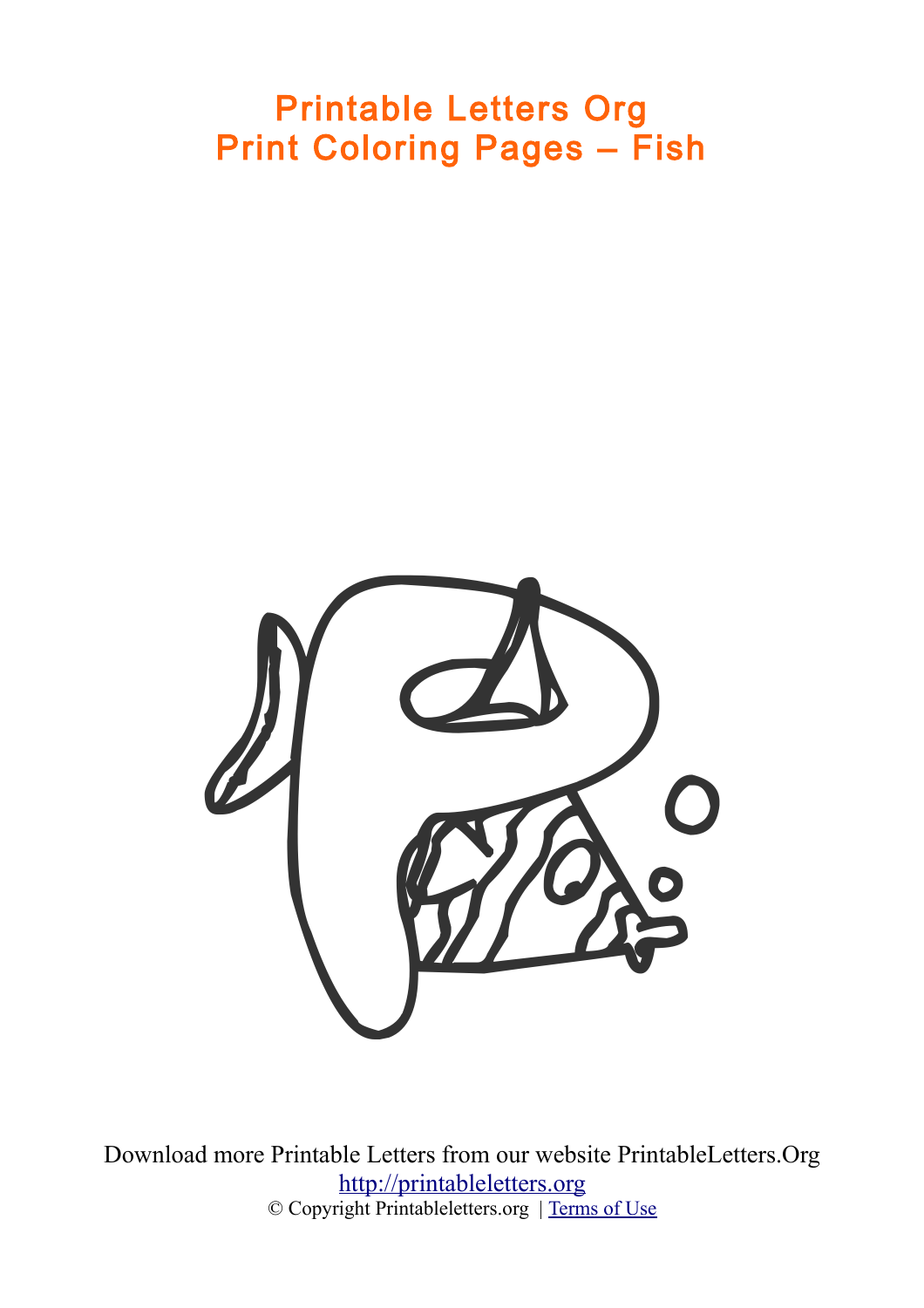# Printable Letters Org
## Print Coloring Pages – Fish

Download more Printable Letters from our website PrintableLetters.Org
http://printableletters.org
© Copyright Printableletters.org | Terms of Use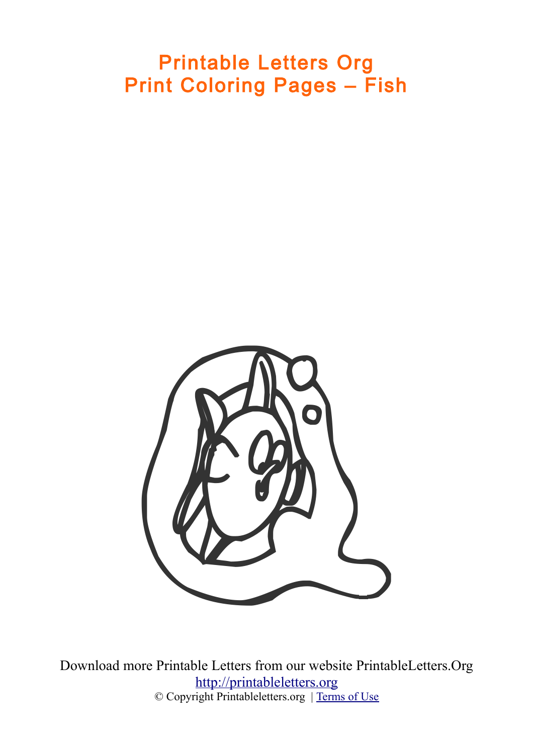# Printable Letters Org
# Print Coloring Pages – Fish

Download more Printable Letters from our website PrintableLetters.Org

http://printableletters.org

© Copyright Printableletters.org | Terms of Use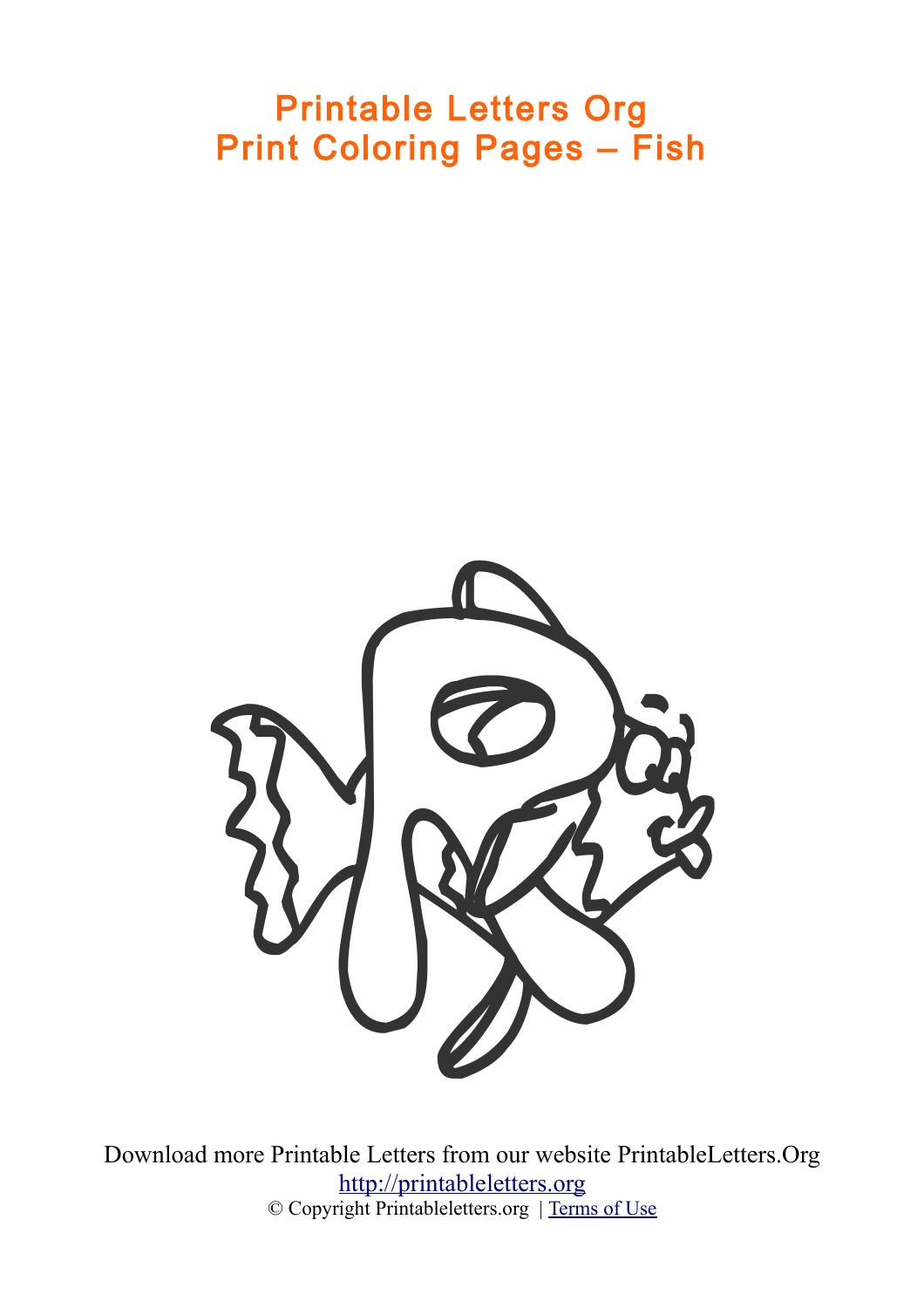# Printable Letters Org
# Print Coloring Pages – Fish

Download more Printable Letters from our website PrintableLetters.Org
[http://printableletters.org](http://printableletters.org)
© Copyright Printableletters.org | [Terms of Use](#)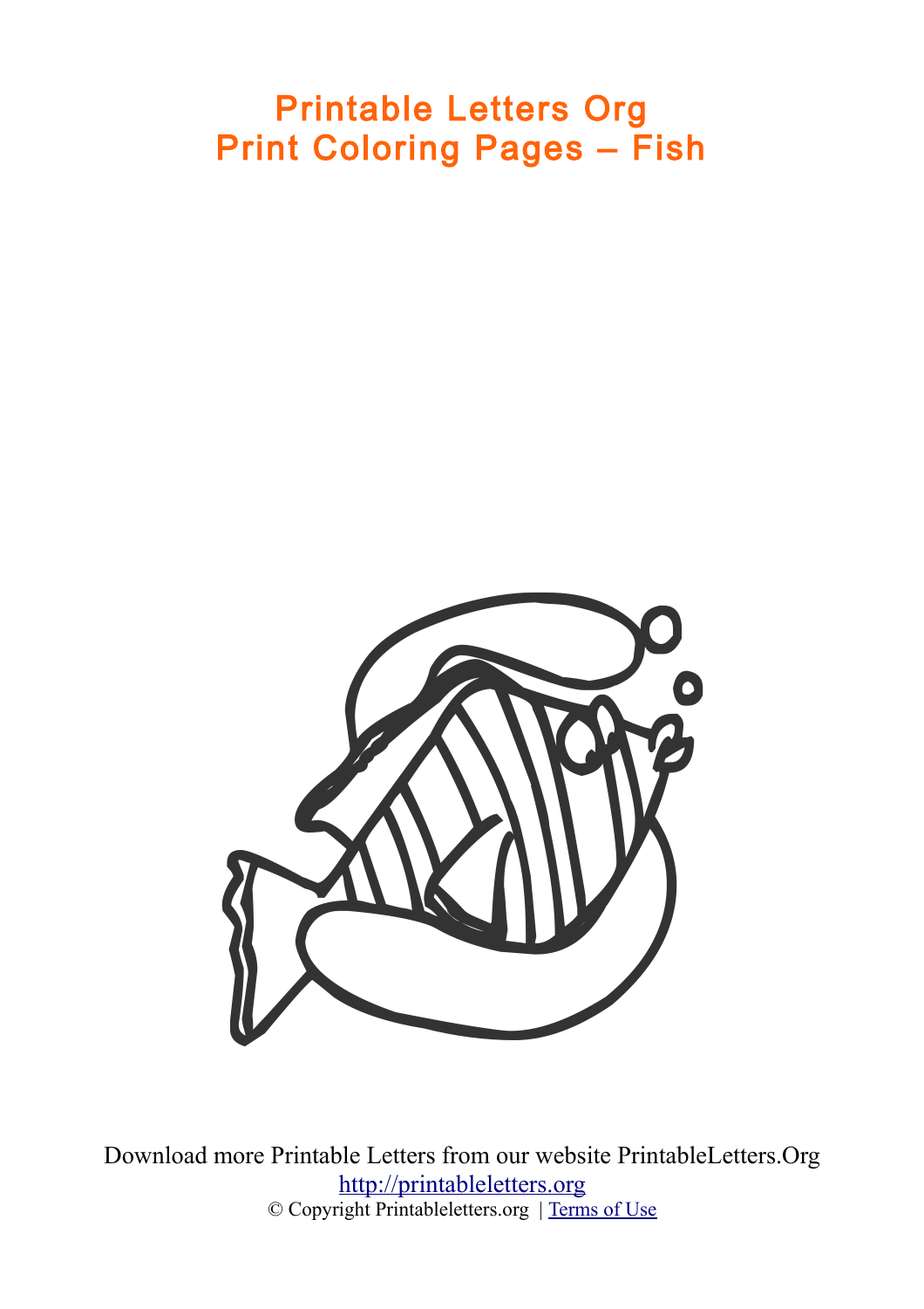# Printable Letters Org
# Print Coloring Pages – Fish

Download more Printable Letters from our website PrintableLetters.Org

http://printableletters.org

© Copyright Printableletters.org | Terms of Use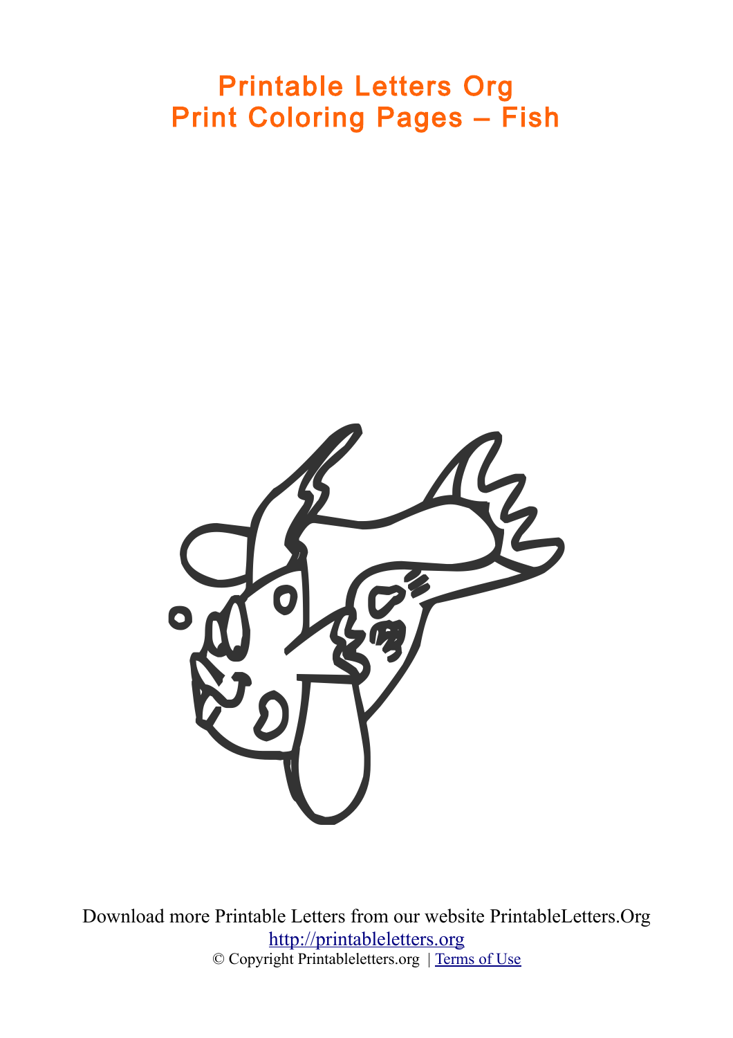# Printable Letters Org
# Print Coloring Pages – Fish

Download more Printable Letters from our website PrintableLetters.Org
http://printableletters.org
© Copyright Printableletters.org | Terms of Use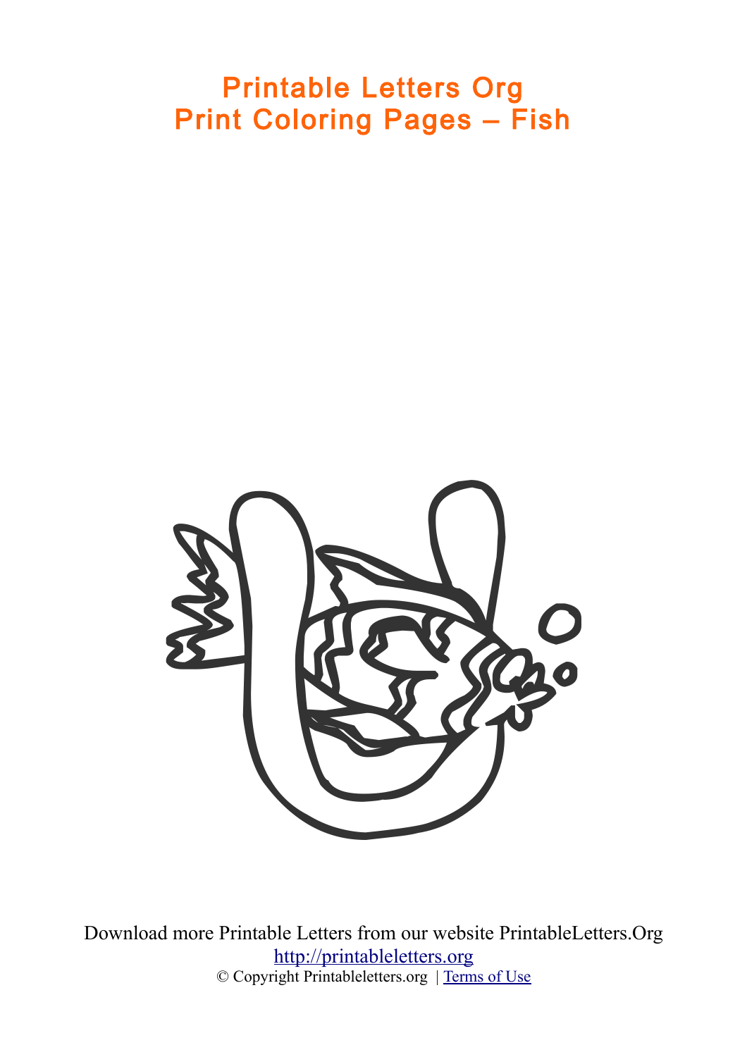# Printable Letters Org
# Print Coloring Pages – Fish

Download more Printable Letters from our website PrintableLetters.Org
http://printableletters.org
© Copyright Printableletters.org | Terms of Use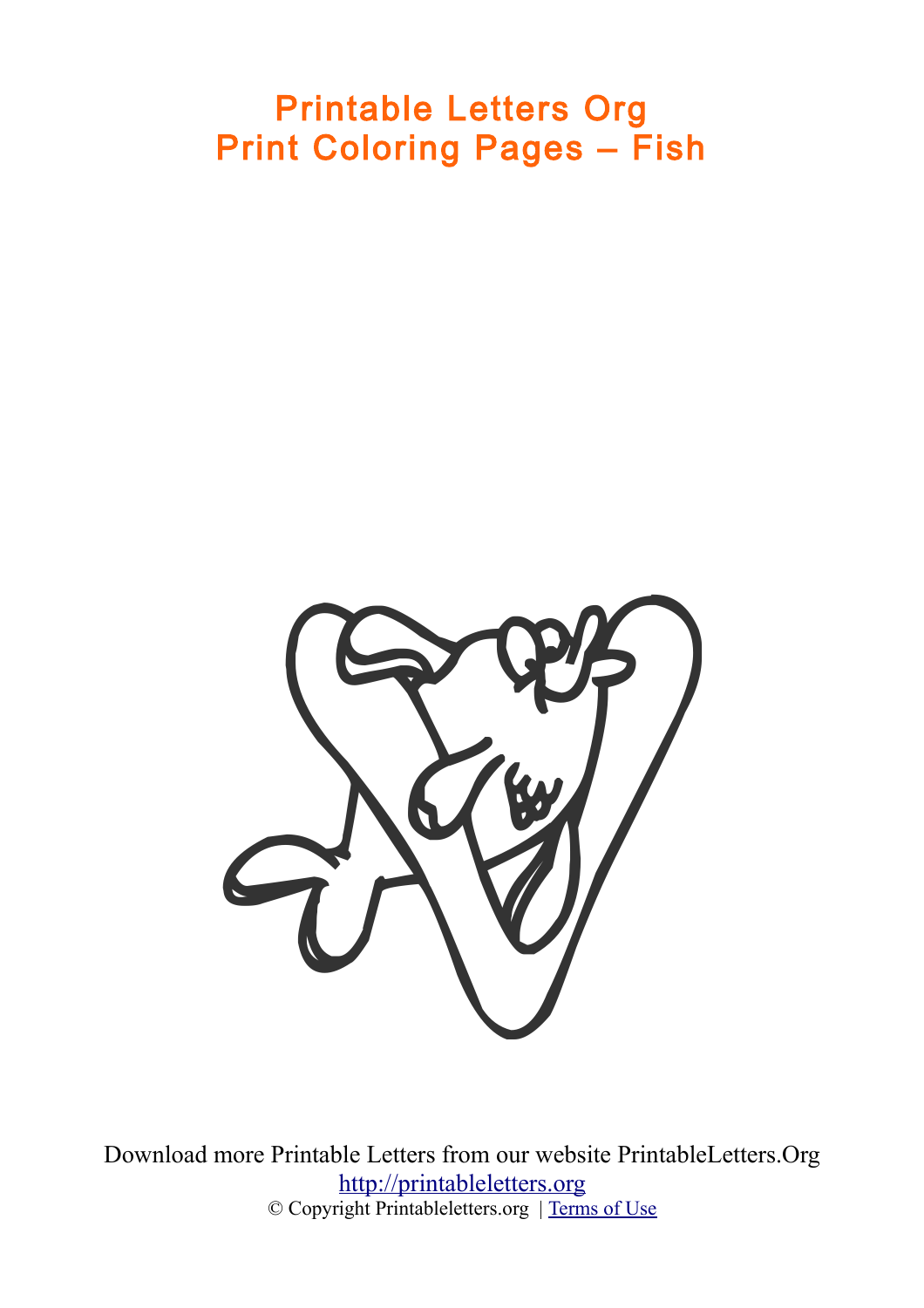# Printable Letters Org
# Print Coloring Pages – Fish

Download more Printable Letters from our website PrintableLetters.Org

http://printableletters.org

© Copyright Printableletters.org | Terms of Use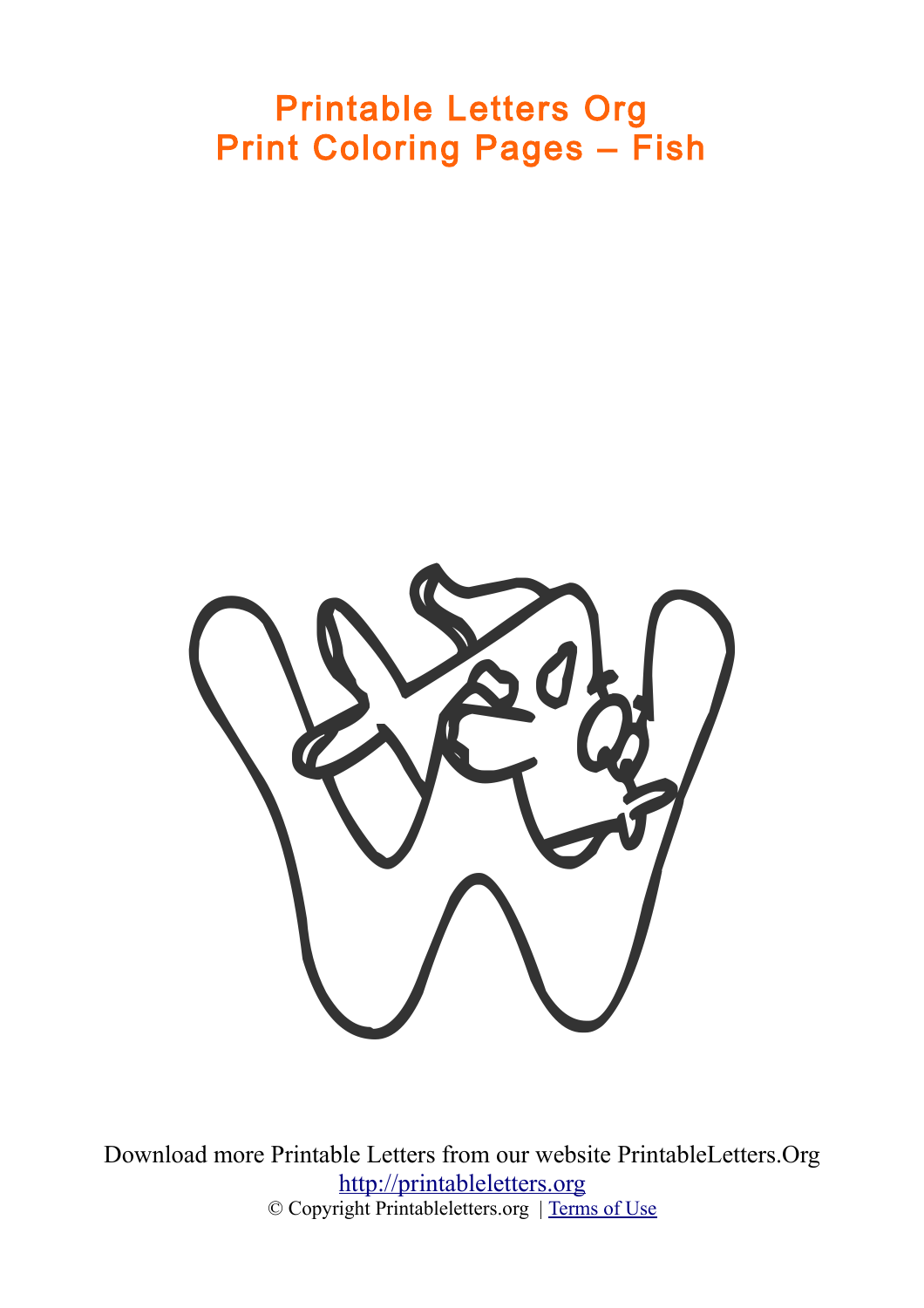# Printable Letters Org
# Print Coloring Pages – Fish

Download more Printable Letters from our website PrintableLetters.Org
http://printableletters.org
© Copyright Printableletters.org | Terms of Use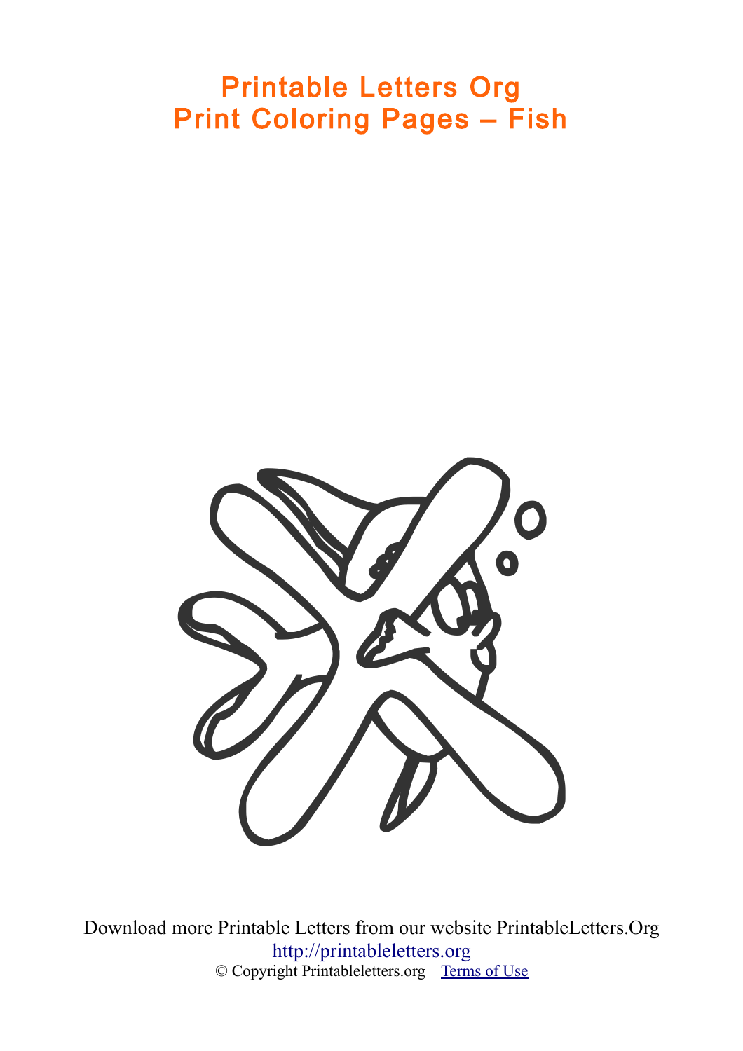# Printable Letters Org
# Print Coloring Pages – Fish

Download more Printable Letters from our website PrintableLetters.Org

http://printableletters.org

© Copyright Printableletters.org | Terms of Use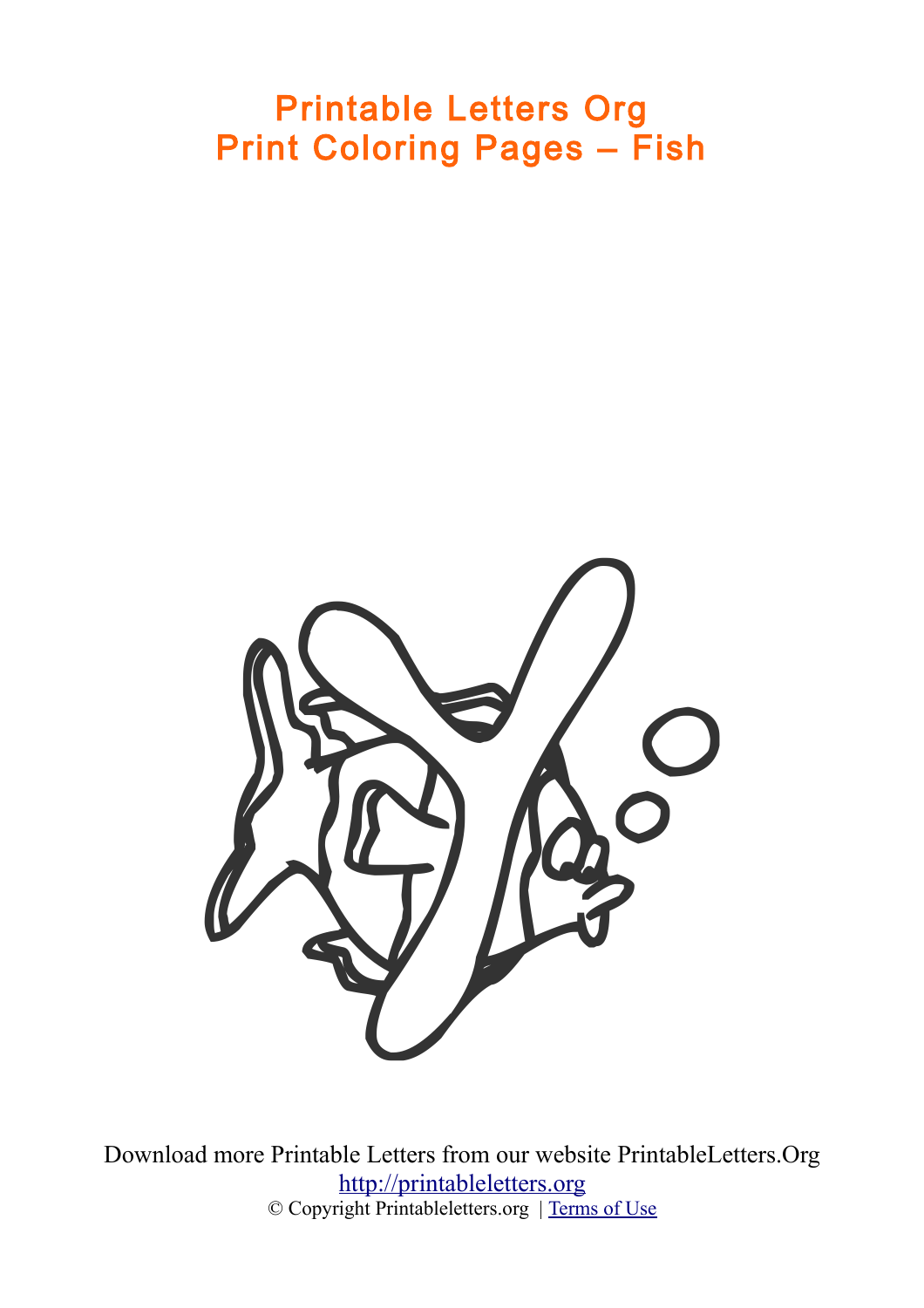# Printable Letters Org
# Print Coloring Pages – Fish

Download more Printable Letters from our website PrintableLetters.Org
http://printableletters.org
© Copyright Printableletters.org | Terms of Use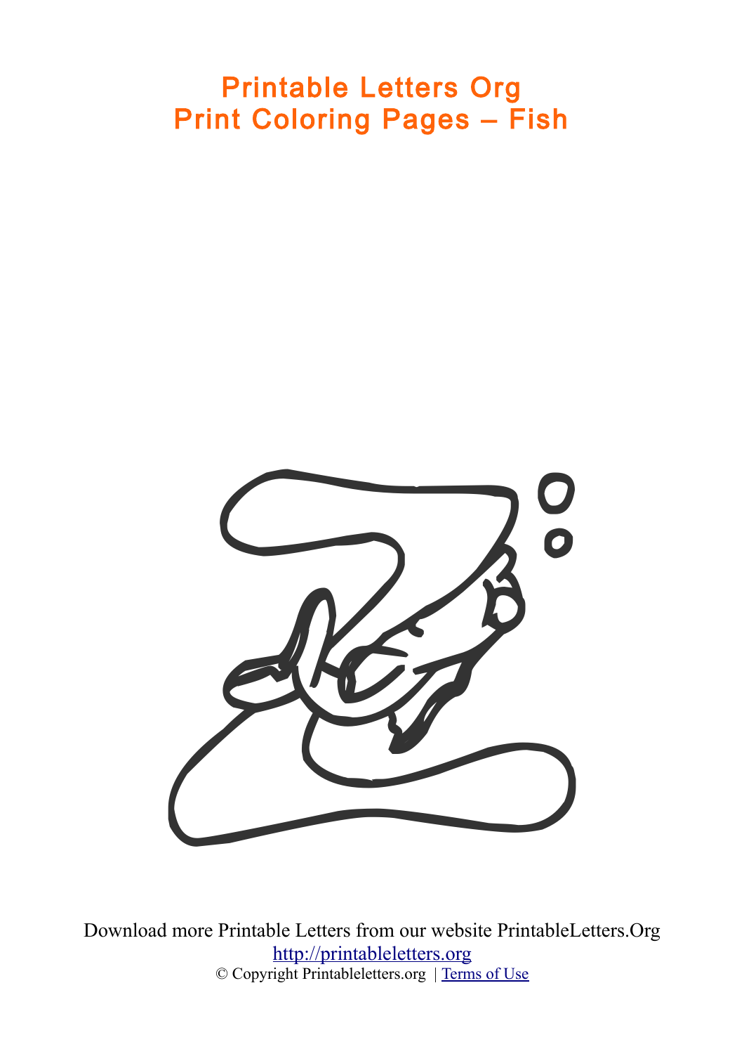# Printable Letters Org
# Print Coloring Pages – Fish

Download more Printable Letters from our website PrintableLetters.Org

http://printableletters.org

© Copyright Printableletters.org | Terms of Use